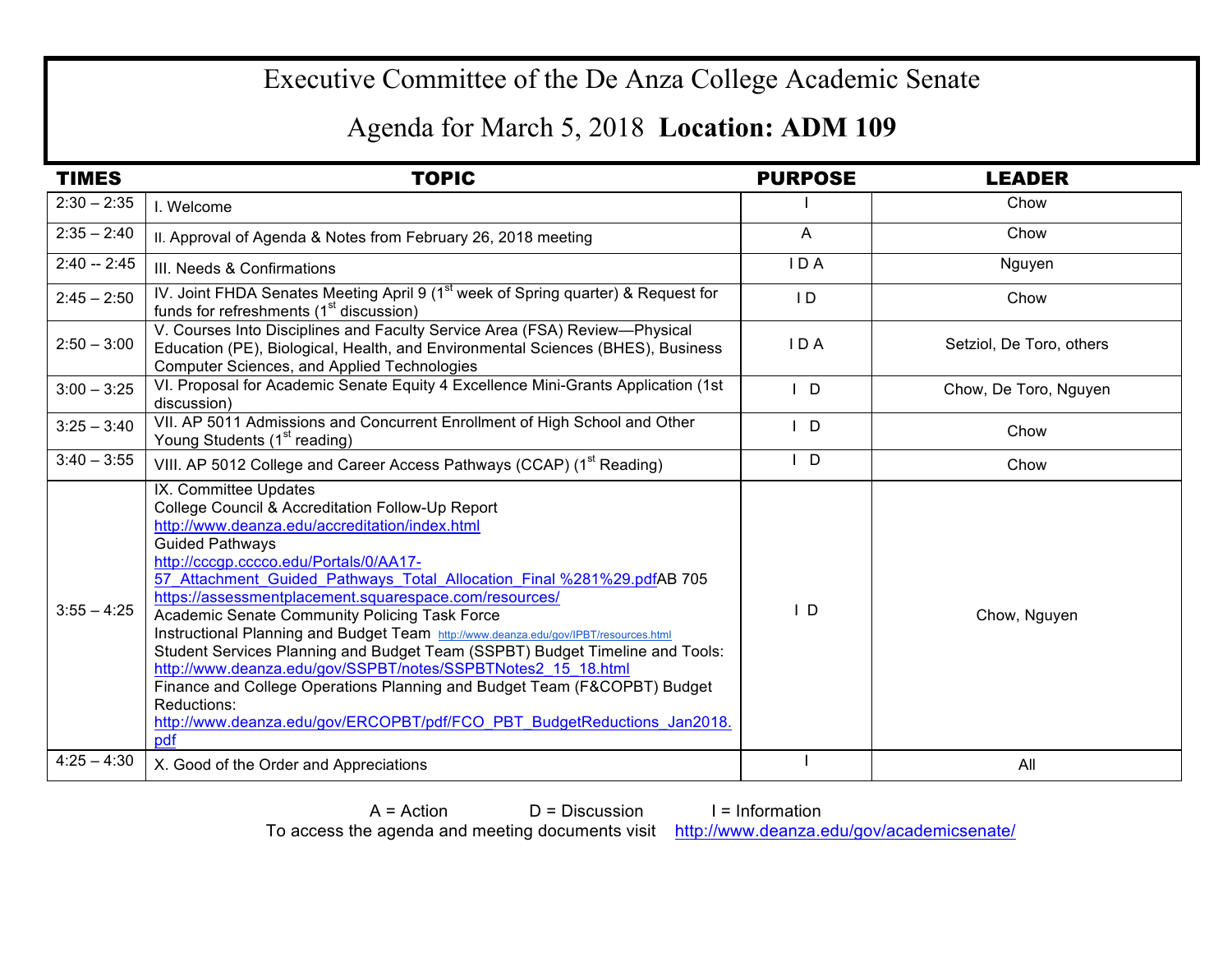# Executive Committee of the De Anza College Academic Senate

## Agenda for March 5, 2018 **Location: ADM 109**

| TIMES | TOPIC | PURPOSE | LEADER |
|---|---|---|---|
| 2:30 – 2:35 | I. Welcome | I | Chow |
| 2:35 – 2:40 | II. Approval of Agenda & Notes from February 26, 2018 meeting | A | Chow |
| 2:40 -- 2:45 | III. Needs & Confirmations | I D A | Nguyen |
| 2:45 – 2:50 | IV. Joint FHDA Senates Meeting April 9 (1st week of Spring quarter) & Request for funds for refreshments (1st discussion) | I D | Chow |
| 2:50 – 3:00 | V. Courses Into Disciplines and Faculty Service Area (FSA) Review—Physical Education (PE), Biological, Health, and Environmental Sciences (BHES), Business Computer Sciences, and Applied Technologies | I D A | Setziol, De Toro, others |
| 3:00 – 3:25 | VI. Proposal for Academic Senate Equity 4 Excellence Mini-Grants Application (1st discussion) | I D | Chow, De Toro, Nguyen |
| 3:25 – 3:40 | VII. AP 5011 Admissions and Concurrent Enrollment of High School and Other Young Students (1st reading) | I D | Chow |
| 3:40 – 3:55 | VIII. AP 5012 College and Career Access Pathways (CCAP) (1st Reading) | I D | Chow |
| 3:55 – 4:25 | IX. Committee Updates<br>College Council & Accreditation Follow-Up Report<br>http://www.deanza.edu/accreditation/index.html<br>Guided Pathways<br>http://cccgp.cccco.edu/Portals/0/AA17-57_Attachment_Guided_Pathways_Total_Allocation_Final %281%29.pdf AB 705<br>https://assessmentplacement.squarespace.com/resources/<br>Academic Senate Community Policing Task Force<br>Instructional Planning and Budget Team http://www.deanza.edu/gov/IPBT/resources.html<br>Student Services Planning and Budget Team (SSPBT) Budget Timeline and Tools: http://www.deanza.edu/gov/SSPBT/notes/SSPBTNotes2_15_18.html<br>Finance and College Operations Planning and Budget Team (F&COPBT) Budget Reductions:<br>http://www.deanza.edu/gov/ERCOPBT/pdf/FCO_PBT_BudgetReductions_Jan2018.pdf | I D | Chow, Nguyen |
| 4:25 – 4:30 | X. Good of the Order and Appreciations | I | All |

A = Action D = Discussion I = Information

To access the agenda and meeting documents visit http://www.deanza.edu/gov/academicsenate/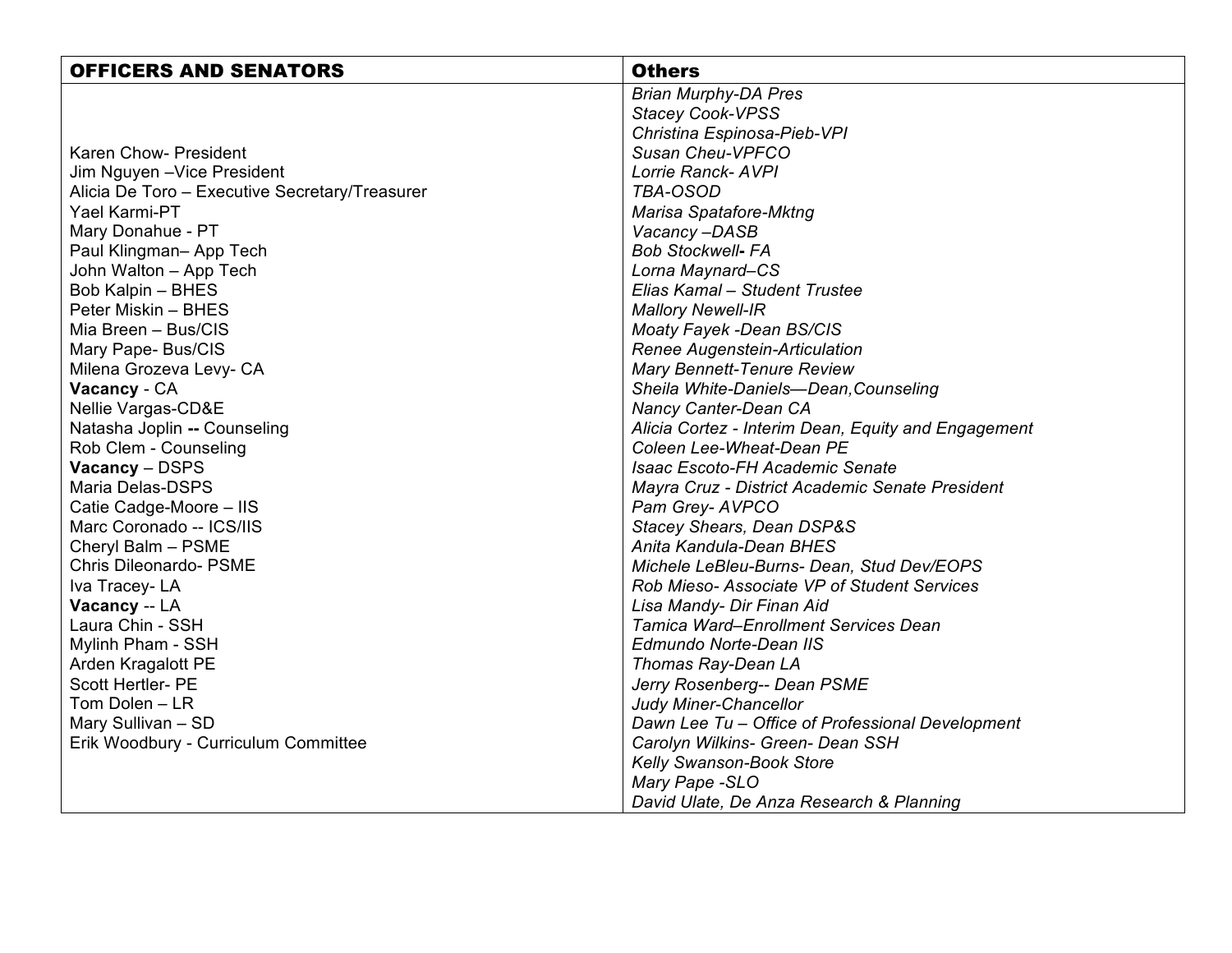| **OFFICERS AND SENATORS** | **Others** |
|---|---|
| | *Brian Murphy-DA Pres* |
| | *Stacey Cook-VPSS* |
| | *Christina Espinosa-Pieb-VPI* |
| Karen Chow- President | *Susan Cheu-VPFCO* |
| Jim Nguyen –Vice President | *Lorrie Ranck- AVPI* |
| Alicia De Toro – Executive Secretary/Treasurer | *TBA-OSOD* |
| Yael Karmi-PT | *Marisa Spatafore-Mktng* |
| Mary Donahue - PT | *Vacancy –DASB* |
| Paul Klingman– App Tech | *Bob Stockwell**-** FA* |
| John Walton – App Tech | *Lorna Maynard–CS* |
| Bob Kalpin – BHES | *Elias Kamal – Student Trustee* |
| Peter Miskin – BHES | *Mallory Newell-IR* |
| Mia Breen – Bus/CIS | *Moaty Fayek -Dean BS/CIS* |
| Mary Pape- Bus/CIS | *Renee Augenstein-Articulation* |
| Milena Grozeva Levy- CA | *Mary Bennett-Tenure Review* |
| **Vacancy** - CA | *Sheila White-Daniels—Dean,Counseling* |
| Nellie Vargas-CD&E | *Nancy Canter-Dean CA* |
| Natasha Joplin **--** Counseling | *Alicia Cortez - Interim Dean, Equity and Engagement* |
| Rob Clem - Counseling | *Coleen Lee-Wheat-Dean PE* |
| **Vacancy** – DSPS | *Isaac Escoto-FH Academic Senate* |
| Maria Delas-DSPS | *Mayra Cruz - District Academic Senate President* |
| Catie Cadge-Moore – IIS | *Pam Grey- AVPCO* |
| Marc Coronado -- ICS/IIS | *Stacey Shears, Dean DSP&S* |
| Cheryl Balm – PSME | *Anita Kandula-Dean BHES* |
| Chris Dileonardo- PSME | *Michele LeBleu-Burns- Dean, Stud Dev/EOPS* |
| Iva Tracey- LA | *Rob Mieso- Associate VP of Student Services* |
| **Vacancy** -- LA | *Lisa Mandy- Dir Finan Aid* |
| Laura Chin - SSH | *Tamica Ward–Enrollment Services Dean* |
| Mylinh Pham - SSH | *Edmundo Norte-Dean IIS* |
| Arden Kragalott PE | *Thomas Ray-Dean LA* |
| Scott Hertler- PE | *Jerry Rosenberg-- Dean PSME* |
| Tom Dolen – LR | *Judy Miner-Chancellor* |
| Mary Sullivan – SD | *Dawn Lee Tu – Office of Professional Development* |
| Erik Woodbury - Curriculum Committee | *Carolyn Wilkins- Green- Dean SSH* |
| | *Kelly Swanson-Book Store* |
| | *Mary Pape -SLO* |
| | *David Ulate, De Anza Research & Planning* |